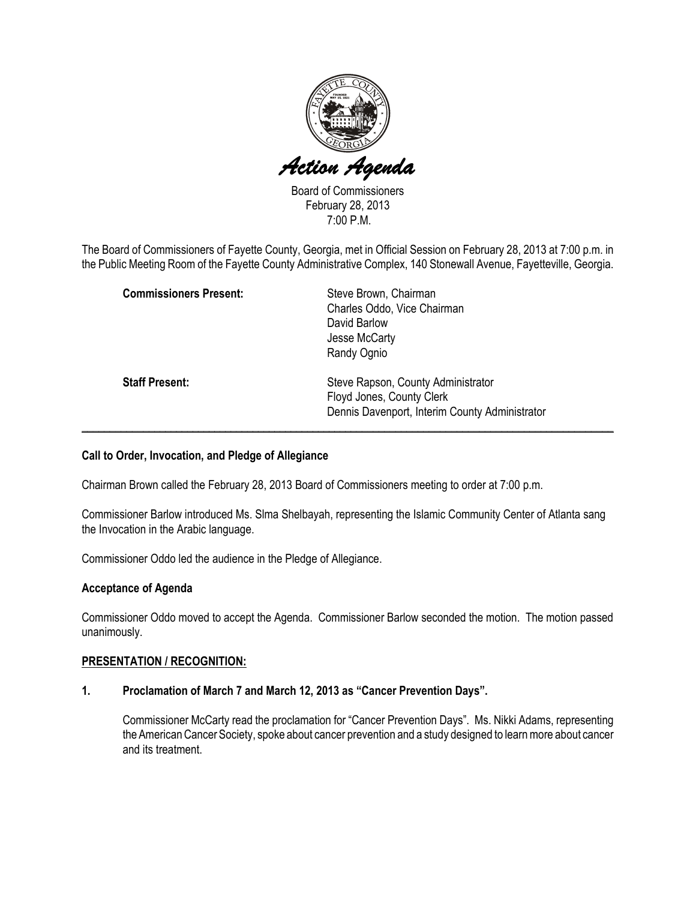# Action Agenda

Board of Commissioners
February 28, 2013
7:00 P.M.

The Board of Commissioners of Fayette County, Georgia, met in Official Session on February 28, 2013 at 7:00 p.m. in the Public Meeting Room of the Fayette County Administrative Complex, 140 Stonewall Avenue, Fayetteville, Georgia.

**Commissioners Present:**
Steve Brown, Chairman
Charles Oddo, Vice Chairman
David Barlow
Jesse McCarty
Randy Ognio

**Staff Present:**
Steve Rapson, County Administrator
Floyd Jones, County Clerk
Dennis Davenport, Interim County Administrator

---

**Call to Order, Invocation, and Pledge of Allegiance**

Chairman Brown called the February 28, 2013 Board of Commissioners meeting to order at 7:00 p.m.

Commissioner Barlow introduced Ms. Slma Shelbayah, representing the Islamic Community Center of Atlanta sang the Invocation in the Arabic language.

Commissioner Oddo led the audience in the Pledge of Allegiance.

**Acceptance of Agenda**

Commissioner Oddo moved to accept the Agenda. Commissioner Barlow seconded the motion. The motion passed unanimously.

**PRESENTATION / RECOGNITION:**

**1. Proclamation of March 7 and March 12, 2013 as "Cancer Prevention Days".**

Commissioner McCarty read the proclamation for "Cancer Prevention Days". Ms. Nikki Adams, representing the American Cancer Society, spoke about cancer prevention and a study designed to learn more about cancer and its treatment.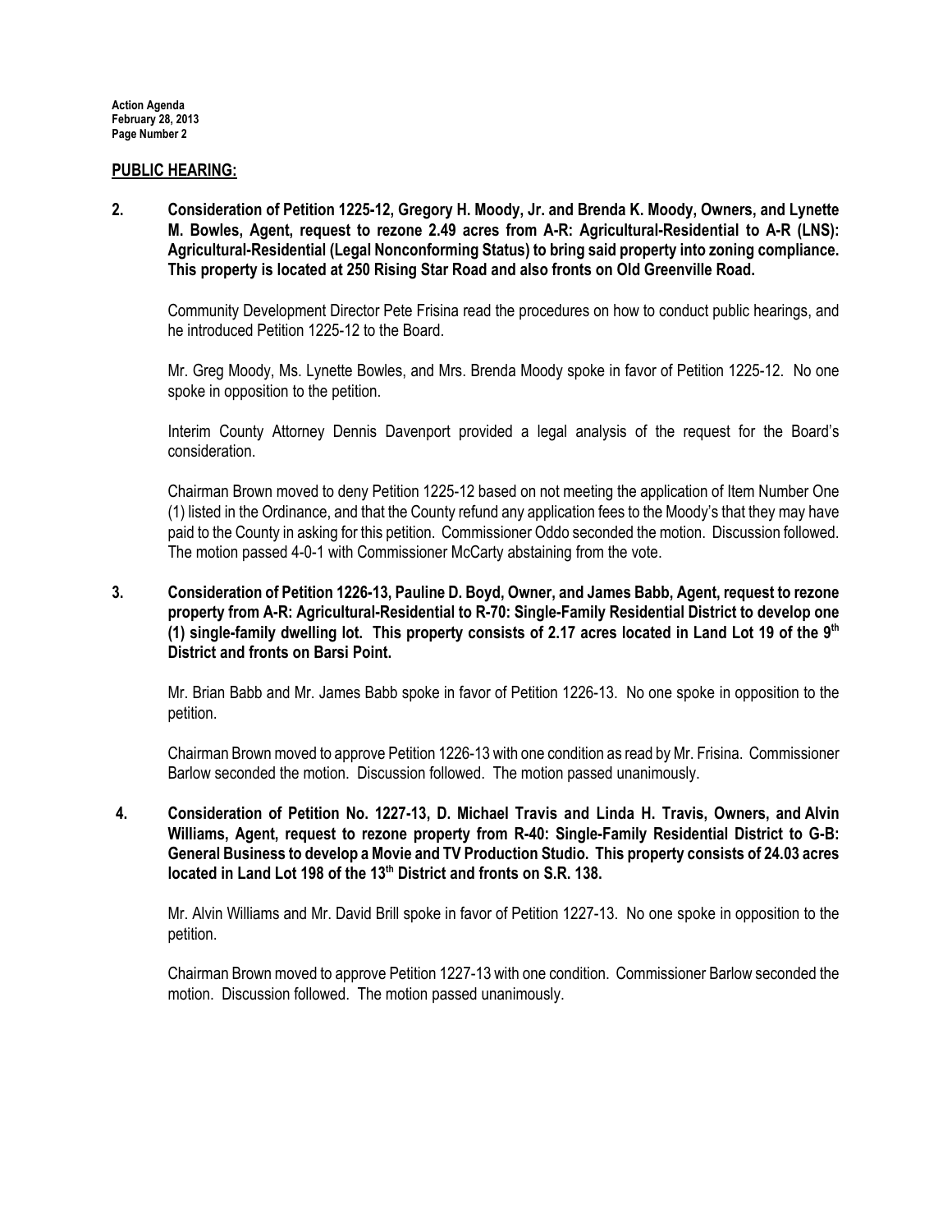## PUBLIC HEARING:

**2. Consideration of Petition 1225-12, Gregory H. Moody, Jr. and Brenda K. Moody, Owners, and Lynette M. Bowles, Agent, request to rezone 2.49 acres from A-R: Agricultural-Residential to A-R (LNS): Agricultural-Residential (Legal Nonconforming Status) to bring said property into zoning compliance. This property is located at 250 Rising Star Road and also fronts on Old Greenville Road.**

Community Development Director Pete Frisina read the procedures on how to conduct public hearings, and he introduced Petition 1225-12 to the Board.

Mr. Greg Moody, Ms. Lynette Bowles, and Mrs. Brenda Moody spoke in favor of Petition 1225-12. No one spoke in opposition to the petition.

Interim County Attorney Dennis Davenport provided a legal analysis of the request for the Board's consideration.

Chairman Brown moved to deny Petition 1225-12 based on not meeting the application of Item Number One (1) listed in the Ordinance, and that the County refund any application fees to the Moody's that they may have paid to the County in asking for this petition. Commissioner Oddo seconded the motion. Discussion followed. The motion passed 4-0-1 with Commissioner McCarty abstaining from the vote.

**3. Consideration of Petition 1226-13, Pauline D. Boyd, Owner, and James Babb, Agent, request to rezone property from A-R: Agricultural-Residential to R-70: Single-Family Residential District to develop one (1) single-family dwelling lot. This property consists of 2.17 acres located in Land Lot 19 of the 9th District and fronts on Barsi Point.**

Mr. Brian Babb and Mr. James Babb spoke in favor of Petition 1226-13. No one spoke in opposition to the petition.

Chairman Brown moved to approve Petition 1226-13 with one condition as read by Mr. Frisina. Commissioner Barlow seconded the motion. Discussion followed. The motion passed unanimously.

**4. Consideration of Petition No. 1227-13, D. Michael Travis and Linda H. Travis, Owners, and Alvin Williams, Agent, request to rezone property from R-40: Single-Family Residential District to G-B: General Business to develop a Movie and TV Production Studio. This property consists of 24.03 acres located in Land Lot 198 of the 13th District and fronts on S.R. 138.**

Mr. Alvin Williams and Mr. David Brill spoke in favor of Petition 1227-13. No one spoke in opposition to the petition.

Chairman Brown moved to approve Petition 1227-13 with one condition. Commissioner Barlow seconded the motion. Discussion followed. The motion passed unanimously.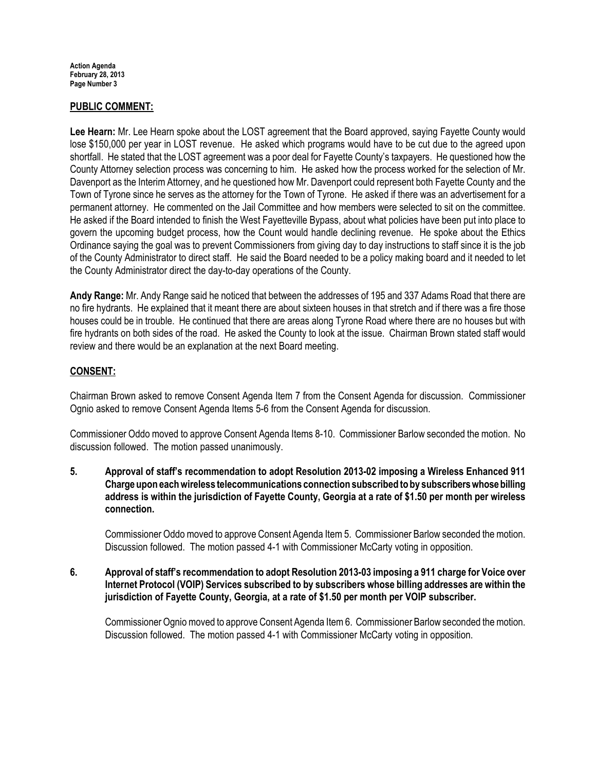## PUBLIC COMMENT:

**Lee Hearn:** Mr. Lee Hearn spoke about the LOST agreement that the Board approved, saying Fayette County would lose $150,000 per year in LOST revenue. He asked which programs would have to be cut due to the agreed upon shortfall. He stated that the LOST agreement was a poor deal for Fayette County's taxpayers. He questioned how the County Attorney selection process was concerning to him. He asked how the process worked for the selection of Mr. Davenport as the Interim Attorney, and he questioned how Mr. Davenport could represent both Fayette County and the Town of Tyrone since he serves as the attorney for the Town of Tyrone. He asked if there was an advertisement for a permanent attorney. He commented on the Jail Committee and how members were selected to sit on the committee. He asked if the Board intended to finish the West Fayetteville Bypass, about what policies have been put into place to govern the upcoming budget process, how the Count would handle declining revenue. He spoke about the Ethics Ordinance saying the goal was to prevent Commissioners from giving day to day instructions to staff since it is the job of the County Administrator to direct staff. He said the Board needed to be a policy making board and it needed to let the County Administrator direct the day-to-day operations of the County.

**Andy Range:** Mr. Andy Range said he noticed that between the addresses of 195 and 337 Adams Road that there are no fire hydrants. He explained that it meant there are about sixteen houses in that stretch and if there was a fire those houses could be in trouble. He continued that there are areas along Tyrone Road where there are no houses but with fire hydrants on both sides of the road. He asked the County to look at the issue. Chairman Brown stated staff would review and there would be an explanation at the next Board meeting.

## CONSENT:

Chairman Brown asked to remove Consent Agenda Item 7 from the Consent Agenda for discussion. Commissioner Ognio asked to remove Consent Agenda Items 5-6 from the Consent Agenda for discussion.

Commissioner Oddo moved to approve Consent Agenda Items 8-10. Commissioner Barlow seconded the motion. No discussion followed. The motion passed unanimously.

**5. Approval of staff's recommendation to adopt Resolution 2013-02 imposing a Wireless Enhanced 911 Charge upon each wireless telecommunications connection subscribed to by subscribers whose billing address is within the jurisdiction of Fayette County, Georgia at a rate of $1.50 per month per wireless connection.**

Commissioner Oddo moved to approve Consent Agenda Item 5. Commissioner Barlow seconded the motion. Discussion followed. The motion passed 4-1 with Commissioner McCarty voting in opposition.

**6. Approval of staff's recommendation to adopt Resolution 2013-03 imposing a 911 charge for Voice over Internet Protocol (VOIP) Services subscribed to by subscribers whose billing addresses are within the jurisdiction of Fayette County, Georgia, at a rate of $1.50 per month per VOIP subscriber.**

Commissioner Ognio moved to approve Consent Agenda Item 6. Commissioner Barlow seconded the motion. Discussion followed. The motion passed 4-1 with Commissioner McCarty voting in opposition.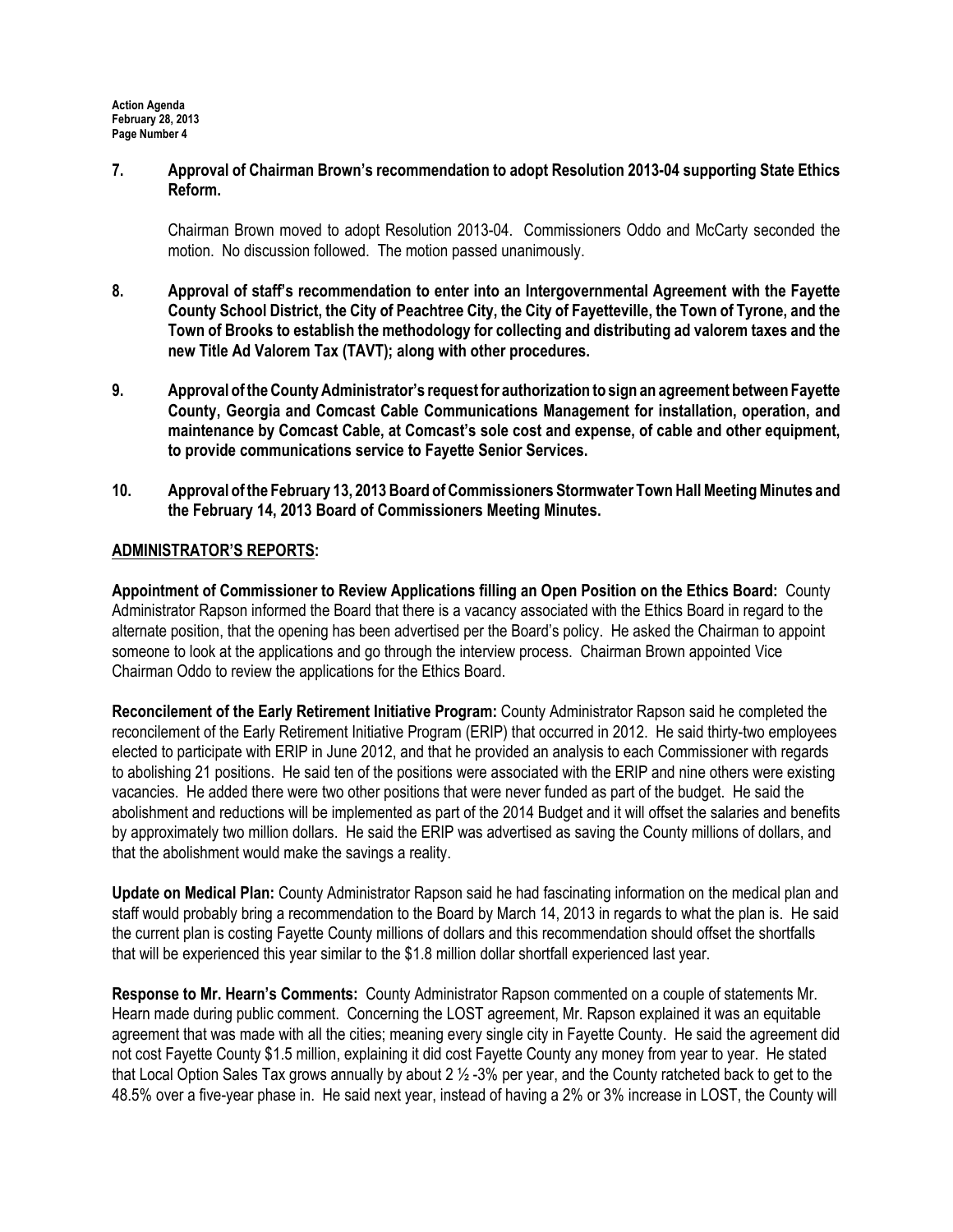**7. Approval of Chairman Brown's recommendation to adopt Resolution 2013-04 supporting State Ethics Reform.**

Chairman Brown moved to adopt Resolution 2013-04. Commissioners Oddo and McCarty seconded the motion. No discussion followed. The motion passed unanimously.

**8. Approval of staff's recommendation to enter into an Intergovernmental Agreement with the Fayette County School District, the City of Peachtree City, the City of Fayetteville, the Town of Tyrone, and the Town of Brooks to establish the methodology for collecting and distributing ad valorem taxes and the new Title Ad Valorem Tax (TAVT); along with other procedures.**

**9. Approval of the County Administrator's request for authorization to sign an agreement between Fayette County, Georgia and Comcast Cable Communications Management for installation, operation, and maintenance by Comcast Cable, at Comcast's sole cost and expense, of cable and other equipment, to provide communications service to Fayette Senior Services.**

**10. Approval of the February 13, 2013 Board of Commissioners Stormwater Town Hall Meeting Minutes and the February 14, 2013 Board of Commissioners Meeting Minutes.**

## ADMINISTRATOR'S REPORTS:

**Appointment of Commissioner to Review Applications filling an Open Position on the Ethics Board:** County Administrator Rapson informed the Board that there is a vacancy associated with the Ethics Board in regard to the alternate position, that the opening has been advertised per the Board's policy. He asked the Chairman to appoint someone to look at the applications and go through the interview process. Chairman Brown appointed Vice Chairman Oddo to review the applications for the Ethics Board.

**Reconcilement of the Early Retirement Initiative Program:** County Administrator Rapson said he completed the reconcilement of the Early Retirement Initiative Program (ERIP) that occurred in 2012. He said thirty-two employees elected to participate with ERIP in June 2012, and that he provided an analysis to each Commissioner with regards to abolishing 21 positions. He said ten of the positions were associated with the ERIP and nine others were existing vacancies. He added there were two other positions that were never funded as part of the budget. He said the abolishment and reductions will be implemented as part of the 2014 Budget and it will offset the salaries and benefits by approximately two million dollars. He said the ERIP was advertised as saving the County millions of dollars, and that the abolishment would make the savings a reality.

**Update on Medical Plan:** County Administrator Rapson said he had fascinating information on the medical plan and staff would probably bring a recommendation to the Board by March 14, 2013 in regards to what the plan is. He said the current plan is costing Fayette County millions of dollars and this recommendation should offset the shortfalls that will be experienced this year similar to the $1.8 million dollar shortfall experienced last year.

**Response to Mr. Hearn's Comments:** County Administrator Rapson commented on a couple of statements Mr. Hearn made during public comment. Concerning the LOST agreement, Mr. Rapson explained it was an equitable agreement that was made with all the cities; meaning every single city in Fayette County. He said the agreement did not cost Fayette County $1.5 million, explaining it did cost Fayette County any money from year to year. He stated that Local Option Sales Tax grows annually by about 2 ½ -3% per year, and the County ratcheted back to get to the 48.5% over a five-year phase in. He said next year, instead of having a 2% or 3% increase in LOST, the County will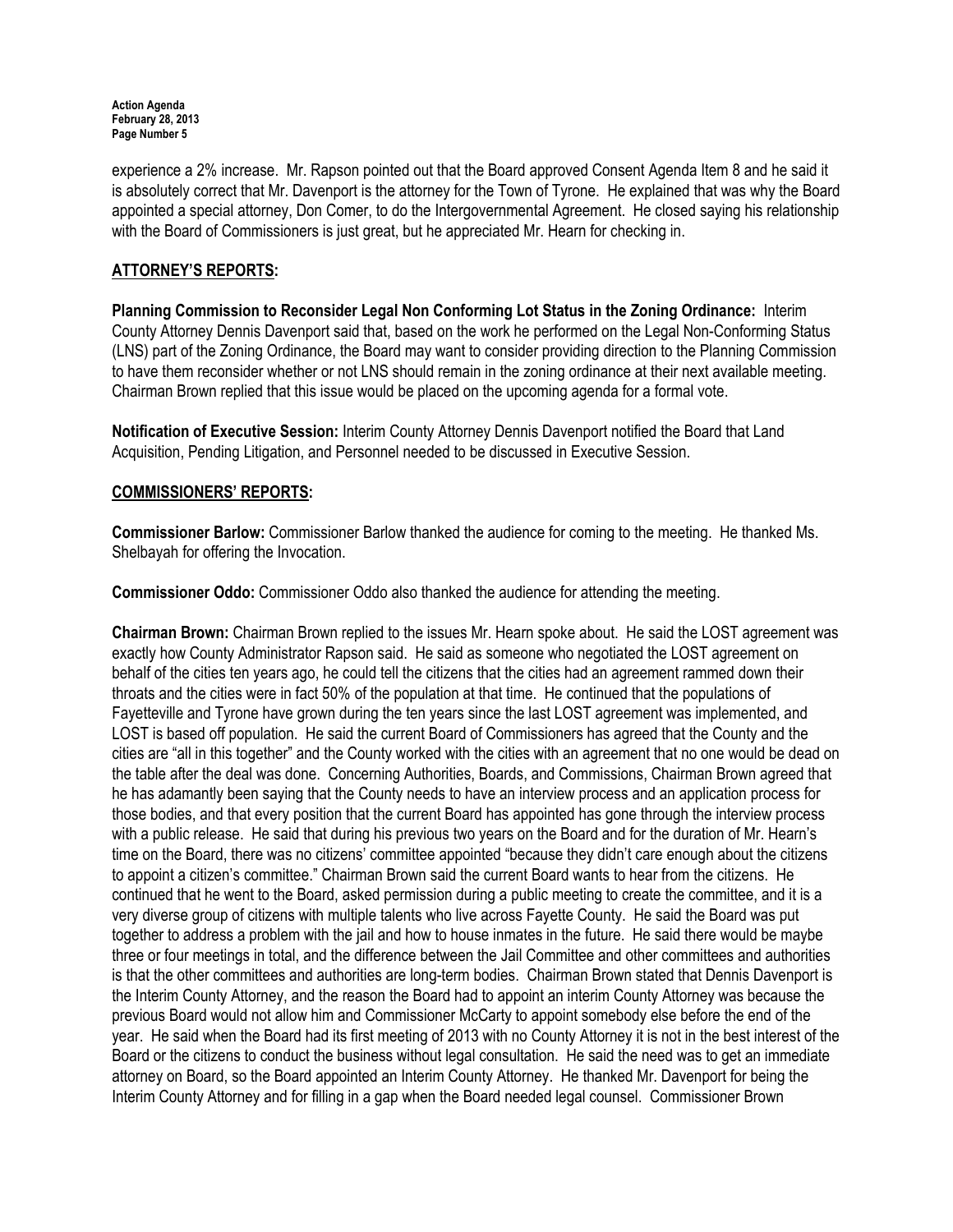experience a 2% increase. Mr. Rapson pointed out that the Board approved Consent Agenda Item 8 and he said it is absolutely correct that Mr. Davenport is the attorney for the Town of Tyrone. He explained that was why the Board appointed a special attorney, Don Comer, to do the Intergovernmental Agreement. He closed saying his relationship with the Board of Commissioners is just great, but he appreciated Mr. Hearn for checking in.

## ATTORNEY'S REPORTS:

**Planning Commission to Reconsider Legal Non Conforming Lot Status in the Zoning Ordinance:** Interim County Attorney Dennis Davenport said that, based on the work he performed on the Legal Non-Conforming Status (LNS) part of the Zoning Ordinance, the Board may want to consider providing direction to the Planning Commission to have them reconsider whether or not LNS should remain in the zoning ordinance at their next available meeting. Chairman Brown replied that this issue would be placed on the upcoming agenda for a formal vote.

**Notification of Executive Session:** Interim County Attorney Dennis Davenport notified the Board that Land Acquisition, Pending Litigation, and Personnel needed to be discussed in Executive Session.

## COMMISSIONERS' REPORTS:

**Commissioner Barlow:** Commissioner Barlow thanked the audience for coming to the meeting. He thanked Ms. Shelbayah for offering the Invocation.

**Commissioner Oddo:** Commissioner Oddo also thanked the audience for attending the meeting.

**Chairman Brown:** Chairman Brown replied to the issues Mr. Hearn spoke about. He said the LOST agreement was exactly how County Administrator Rapson said. He said as someone who negotiated the LOST agreement on behalf of the cities ten years ago, he could tell the citizens that the cities had an agreement rammed down their throats and the cities were in fact 50% of the population at that time. He continued that the populations of Fayetteville and Tyrone have grown during the ten years since the last LOST agreement was implemented, and LOST is based off population. He said the current Board of Commissioners has agreed that the County and the cities are "all in this together" and the County worked with the cities with an agreement that no one would be dead on the table after the deal was done. Concerning Authorities, Boards, and Commissions, Chairman Brown agreed that he has adamantly been saying that the County needs to have an interview process and an application process for those bodies, and that every position that the current Board has appointed has gone through the interview process with a public release. He said that during his previous two years on the Board and for the duration of Mr. Hearn's time on the Board, there was no citizens' committee appointed "because they didn't care enough about the citizens to appoint a citizen's committee." Chairman Brown said the current Board wants to hear from the citizens. He continued that he went to the Board, asked permission during a public meeting to create the committee, and it is a very diverse group of citizens with multiple talents who live across Fayette County. He said the Board was put together to address a problem with the jail and how to house inmates in the future. He said there would be maybe three or four meetings in total, and the difference between the Jail Committee and other committees and authorities is that the other committees and authorities are long-term bodies. Chairman Brown stated that Dennis Davenport is the Interim County Attorney, and the reason the Board had to appoint an interim County Attorney was because the previous Board would not allow him and Commissioner McCarty to appoint somebody else before the end of the year. He said when the Board had its first meeting of 2013 with no County Attorney it is not in the best interest of the Board or the citizens to conduct the business without legal consultation. He said the need was to get an immediate attorney on Board, so the Board appointed an Interim County Attorney. He thanked Mr. Davenport for being the Interim County Attorney and for filling in a gap when the Board needed legal counsel. Commissioner Brown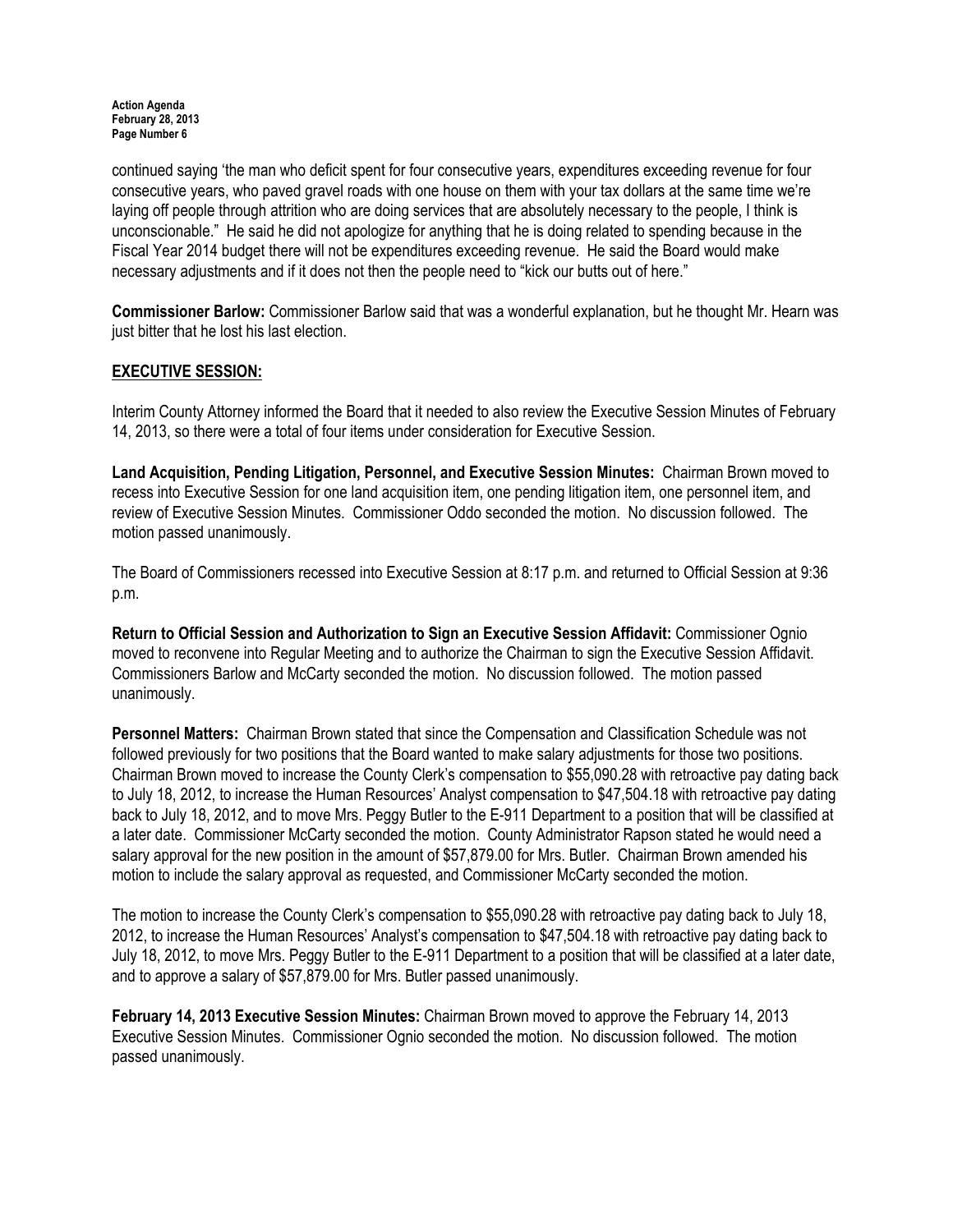continued saying 'the man who deficit spent for four consecutive years, expenditures exceeding revenue for four consecutive years, who paved gravel roads with one house on them with your tax dollars at the same time we're laying off people through attrition who are doing services that are absolutely necessary to the people, I think is unconscionable." He said he did not apologize for anything that he is doing related to spending because in the Fiscal Year 2014 budget there will not be expenditures exceeding revenue. He said the Board would make necessary adjustments and if it does not then the people need to "kick our butts out of here."

**Commissioner Barlow:** Commissioner Barlow said that was a wonderful explanation, but he thought Mr. Hearn was just bitter that he lost his last election.

## EXECUTIVE SESSION:

Interim County Attorney informed the Board that it needed to also review the Executive Session Minutes of February 14, 2013, so there were a total of four items under consideration for Executive Session.

**Land Acquisition, Pending Litigation, Personnel, and Executive Session Minutes:** Chairman Brown moved to recess into Executive Session for one land acquisition item, one pending litigation item, one personnel item, and review of Executive Session Minutes. Commissioner Oddo seconded the motion. No discussion followed. The motion passed unanimously.

The Board of Commissioners recessed into Executive Session at 8:17 p.m. and returned to Official Session at 9:36 p.m.

**Return to Official Session and Authorization to Sign an Executive Session Affidavit:** Commissioner Ognio moved to reconvene into Regular Meeting and to authorize the Chairman to sign the Executive Session Affidavit. Commissioners Barlow and McCarty seconded the motion. No discussion followed. The motion passed unanimously.

**Personnel Matters:** Chairman Brown stated that since the Compensation and Classification Schedule was not followed previously for two positions that the Board wanted to make salary adjustments for those two positions. Chairman Brown moved to increase the County Clerk's compensation to $55,090.28 with retroactive pay dating back to July 18, 2012, to increase the Human Resources' Analyst compensation to $47,504.18 with retroactive pay dating back to July 18, 2012, and to move Mrs. Peggy Butler to the E-911 Department to a position that will be classified at a later date. Commissioner McCarty seconded the motion. County Administrator Rapson stated he would need a salary approval for the new position in the amount of $57,879.00 for Mrs. Butler. Chairman Brown amended his motion to include the salary approval as requested, and Commissioner McCarty seconded the motion.

The motion to increase the County Clerk's compensation to $55,090.28 with retroactive pay dating back to July 18, 2012, to increase the Human Resources' Analyst's compensation to $47,504.18 with retroactive pay dating back to July 18, 2012, to move Mrs. Peggy Butler to the E-911 Department to a position that will be classified at a later date, and to approve a salary of $57,879.00 for Mrs. Butler passed unanimously.

**February 14, 2013 Executive Session Minutes:** Chairman Brown moved to approve the February 14, 2013 Executive Session Minutes. Commissioner Ognio seconded the motion. No discussion followed. The motion passed unanimously.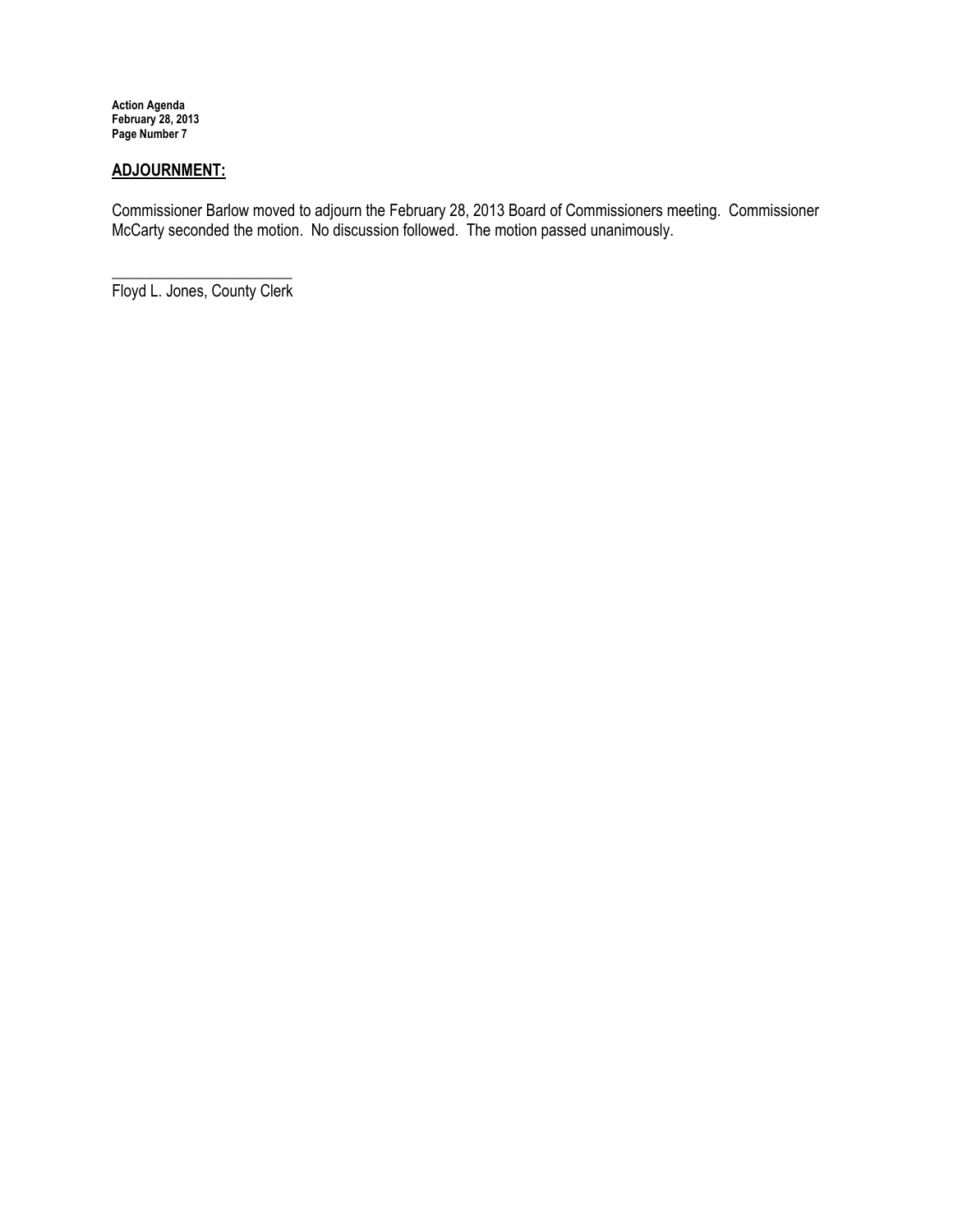## ADJOURNMENT:

Commissioner Barlow moved to adjourn the February 28, 2013 Board of Commissioners meeting. Commissioner McCarty seconded the motion. No discussion followed. The motion passed unanimously.

\_\_\_\_\_\_\_\_\_\_\_\_\_\_\_\_\_\_\_\_\_\_\_\_\_\_\_\_

Floyd L. Jones, County Clerk